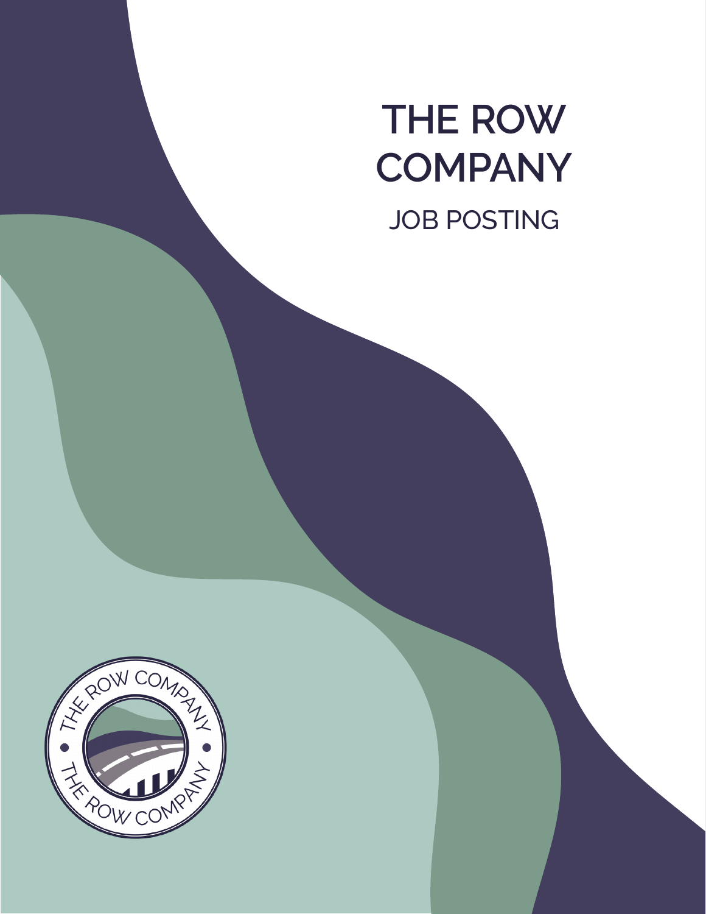# THE ROW COMPANY

JOB POSTING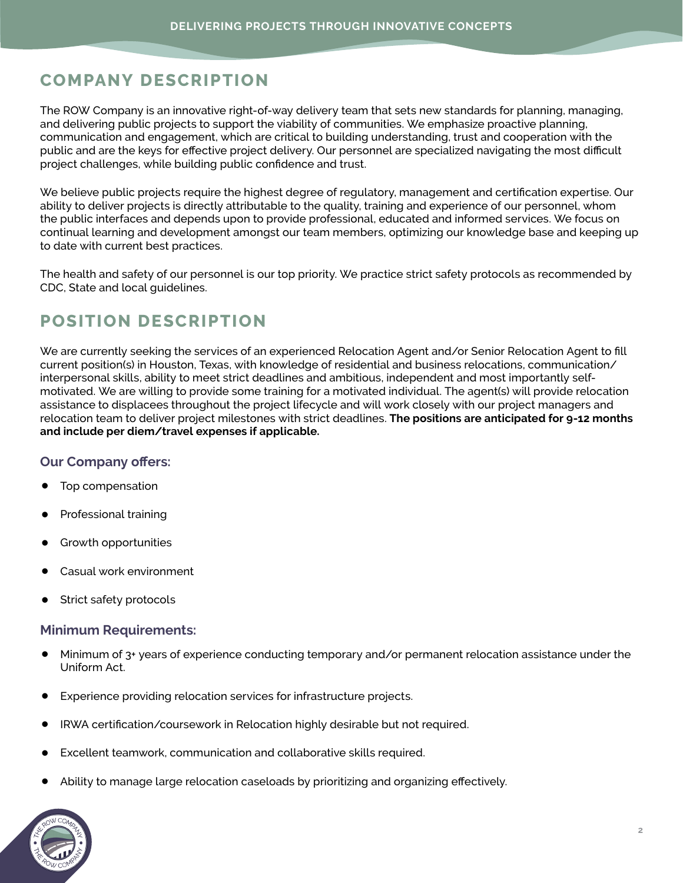## COMPANY DESCRIPTION

The ROW Company is an innovative right-of-way delivery team that sets new standards for planning, managing, and delivering public projects to support the viability of communities. We emphasize proactive planning, communication and engagement, which are critical to building understanding, trust and cooperation with the public and are the keys for effective project delivery. Our personnel are specialized navigating the most difficult project challenges, while building public confidence and trust.

We believe public projects require the highest degree of regulatory, management and certification expertise. Our ability to deliver projects is directly attributable to the quality, training and experience of our personnel, whom the public interfaces and depends upon to provide professional, educated and informed services. We focus on continual learning and development amongst our team members, optimizing our knowledge base and keeping up to date with current best practices.

The health and safety of our personnel is our top priority. We practice strict safety protocols as recommended by CDC, State and local guidelines.

## POSITION DESCRIPTION

We are currently seeking the services of an experienced Relocation Agent and/or Senior Relocation Agent to fill current position(s) in Houston, Texas, with knowledge of residential and business relocations, communication/interpersonal skills, ability to meet strict deadlines and ambitious, independent and most importantly self-motivated. We are willing to provide some training for a motivated individual. The agent(s) will provide relocation assistance to displacees throughout the project lifecycle and will work closely with our project managers and relocation team to deliver project milestones with strict deadlines. **The positions are anticipated for 9-12 months and include per diem/travel expenses if applicable.**

### Our Company offers:

- Top compensation
- Professional training
- Growth opportunities
- Casual work environment
- Strict safety protocols

### Minimum Requirements:

- Minimum of 3+ years of experience conducting temporary and/or permanent relocation assistance under the Uniform Act.
- Experience providing relocation services for infrastructure projects.
- IRWA certification/coursework in Relocation highly desirable but not required.
- Excellent teamwork, communication and collaborative skills required.
- Ability to manage large relocation caseloads by prioritizing and organizing effectively.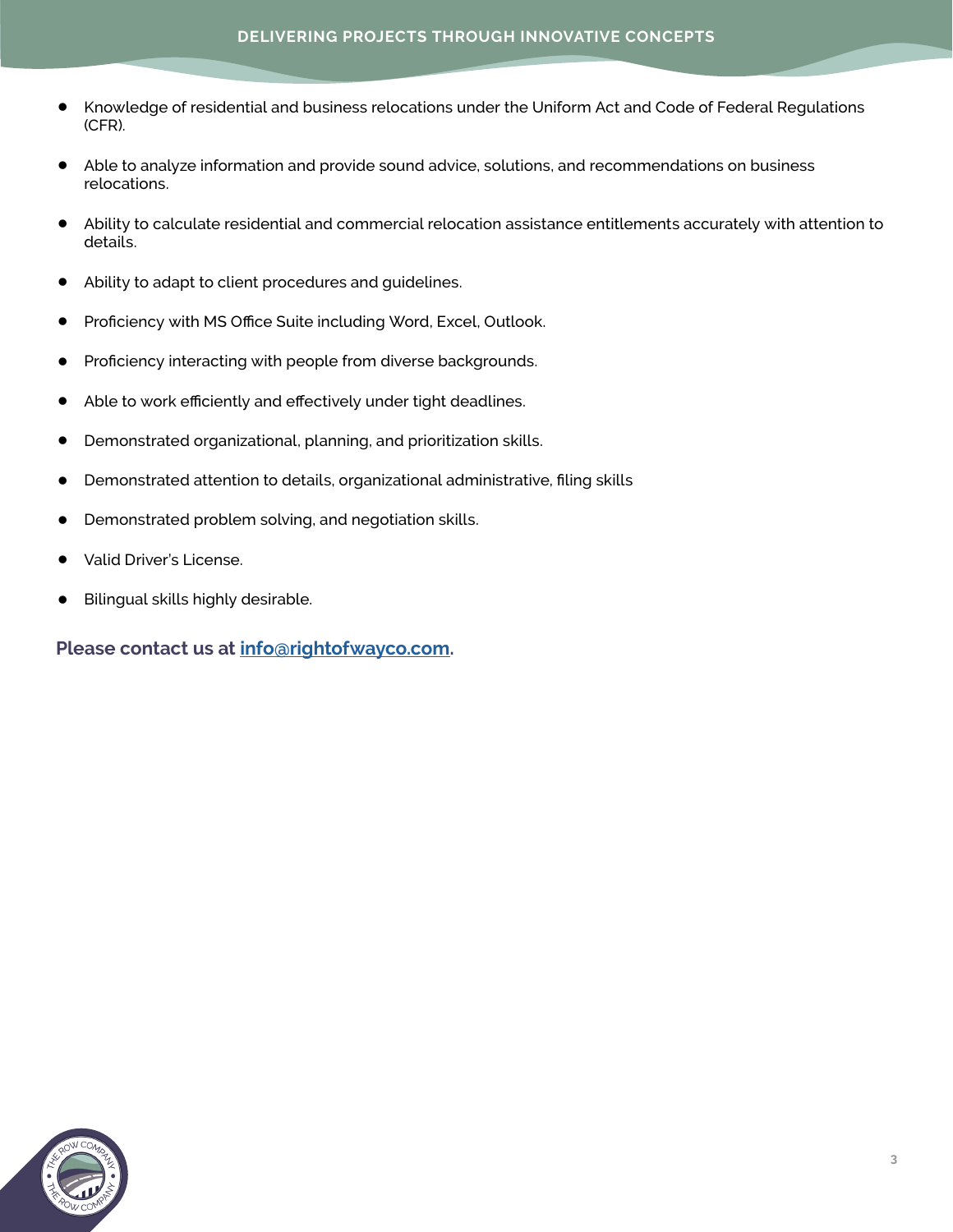- Knowledge of residential and business relocations under the Uniform Act and Code of Federal Regulations (CFR).
- Able to analyze information and provide sound advice, solutions, and recommendations on business relocations.
- Ability to calculate residential and commercial relocation assistance entitlements accurately with attention to details.
- Ability to adapt to client procedures and guidelines.
- Proficiency with MS Office Suite including Word, Excel, Outlook.
- Proficiency interacting with people from diverse backgrounds.
- Able to work efficiently and effectively under tight deadlines.
- Demonstrated organizational, planning, and prioritization skills.
- Demonstrated attention to details, organizational administrative, filing skills
- Demonstrated problem solving, and negotiation skills.
- Valid Driver's License.
- Bilingual skills highly desirable.

**Please contact us at [info@rightofwayco.com](mailto:info@rightofwayco.com).**